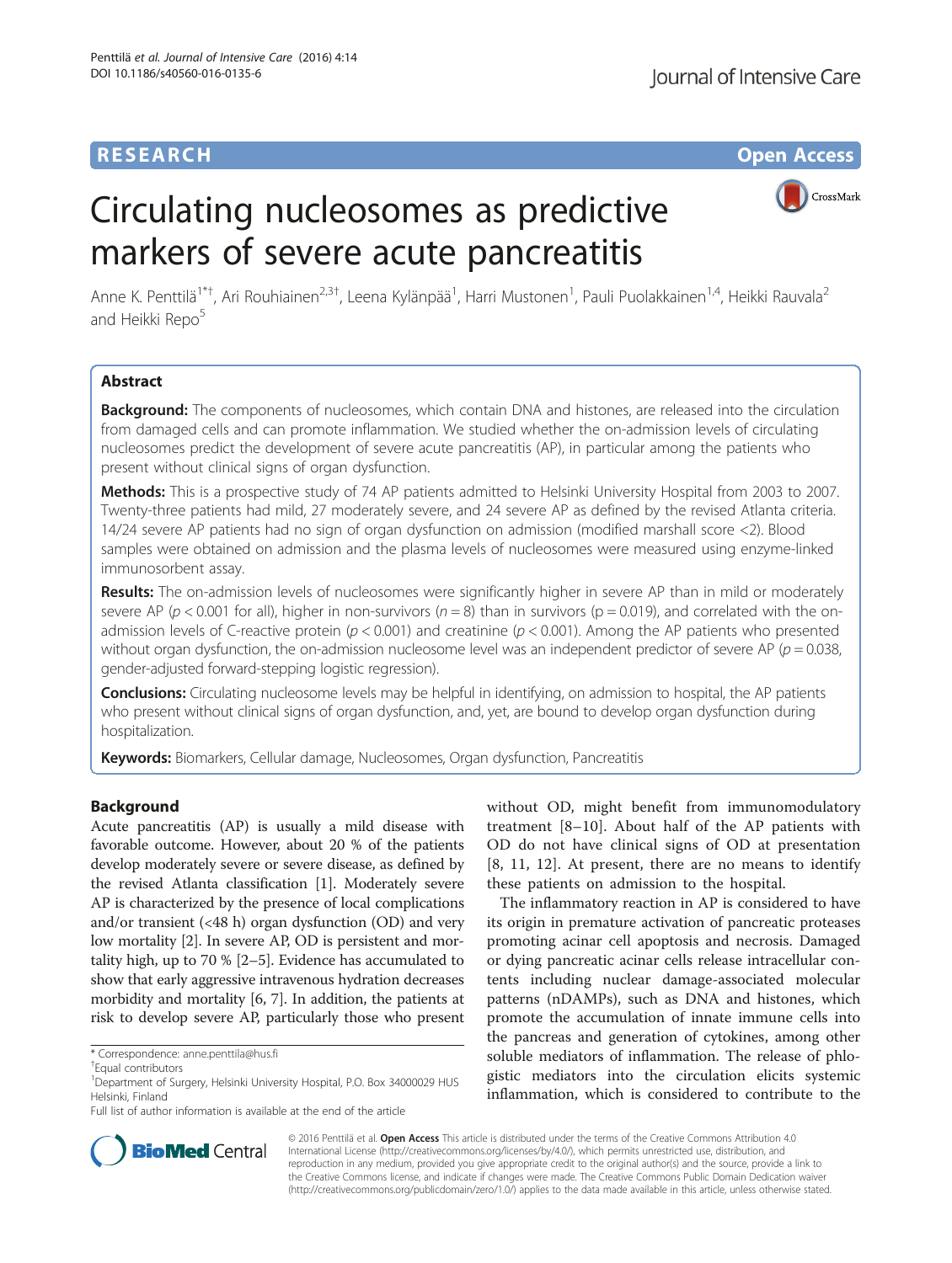RESEARCH Open Access

# Circulating nucleosomes as predictive markers of severe acute pancreatitis

Anne K. Penttilä[1*†], Ari Rouhiainen[2,3†], Leena Kylänpää[1], Harri Mustonen[1], Pauli Puolakkainen[1,4], Heikki Rauvala[2] and Heikki Repo[5]

## Abstract

**Background:** The components of nucleosomes, which contain DNA and histones, are released into the circulation from damaged cells and can promote inflammation. We studied whether the on-admission levels of circulating nucleosomes predict the development of severe acute pancreatitis (AP), in particular among the patients who present without clinical signs of organ dysfunction.

**Methods:** This is a prospective study of 74 AP patients admitted to Helsinki University Hospital from 2003 to 2007. Twenty-three patients had mild, 27 moderately severe, and 24 severe AP as defined by the revised Atlanta criteria. 14/24 severe AP patients had no sign of organ dysfunction on admission (modified marshall score <2). Blood samples were obtained on admission and the plasma levels of nucleosomes were measured using enzyme-linked immunosorbent assay.

**Results:** The on-admission levels of nucleosomes were significantly higher in severe AP than in mild or moderately severe AP ($p < 0.001$ for all), higher in non-survivors ($n = 8$) than in survivors ($p = 0.019$), and correlated with the on-admission levels of C-reactive protein ($p < 0.001$) and creatinine ($p < 0.001$). Among the AP patients who presented without organ dysfunction, the on-admission nucleosome level was an independent predictor of severe AP ($p = 0.038$, gender-adjusted forward-stepping logistic regression).

**Conclusions:** Circulating nucleosome levels may be helpful in identifying, on admission to hospital, the AP patients who present without clinical signs of organ dysfunction, and, yet, are bound to develop organ dysfunction during hospitalization.

**Keywords:** Biomarkers, Cellular damage, Nucleosomes, Organ dysfunction, Pancreatitis

## Background

Acute pancreatitis (AP) is usually a mild disease with favorable outcome. However, about 20 % of the patients develop moderately severe or severe disease, as defined by the revised Atlanta classification [1]. Moderately severe AP is characterized by the presence of local complications and/or transient (<48 h) organ dysfunction (OD) and very low mortality [2]. In severe AP, OD is persistent and mortality high, up to 70 % [2–5]. Evidence has accumulated to show that early aggressive intravenous hydration decreases morbidity and mortality [6, 7]. In addition, the patients at risk to develop severe AP, particularly those who present without OD, might benefit from immunomodulatory treatment [8–10]. About half of the AP patients with OD do not have clinical signs of OD at presentation [8, 11, 12]. At present, there are no means to identify these patients on admission to the hospital.

The inflammatory reaction in AP is considered to have its origin in premature activation of pancreatic proteases promoting acinar cell apoptosis and necrosis. Damaged or dying pancreatic acinar cells release intracellular contents including nuclear damage-associated molecular patterns (nDAMPs), such as DNA and histones, which promote the accumulation of innate immune cells into the pancreas and generation of cytokines, among other soluble mediators of inflammation. The release of phlogistic mediators into the circulation elicits systemic inflammation, which is considered to contribute to the

\* Correspondence: anne.penttila@hus.fi

†Equal contributors

[1]Department of Surgery, Helsinki University Hospital, P.O. Box 34000029 HUS Helsinki, Finland

Full list of author information is available at the end of the article

© 2016 Penttilä et al. **Open Access** This article is distributed under the terms of the Creative Commons Attribution 4.0 International License (http://creativecommons.org/licenses/by/4.0/), which permits unrestricted use, distribution, and reproduction in any medium, provided you give appropriate credit to the original author(s) and the source, provide a link to the Creative Commons license, and indicate if changes were made. The Creative Commons Public Domain Dedication waiver (http://creativecommons.org/publicdomain/zero/1.0/) applies to the data made available in this article, unless otherwise stated.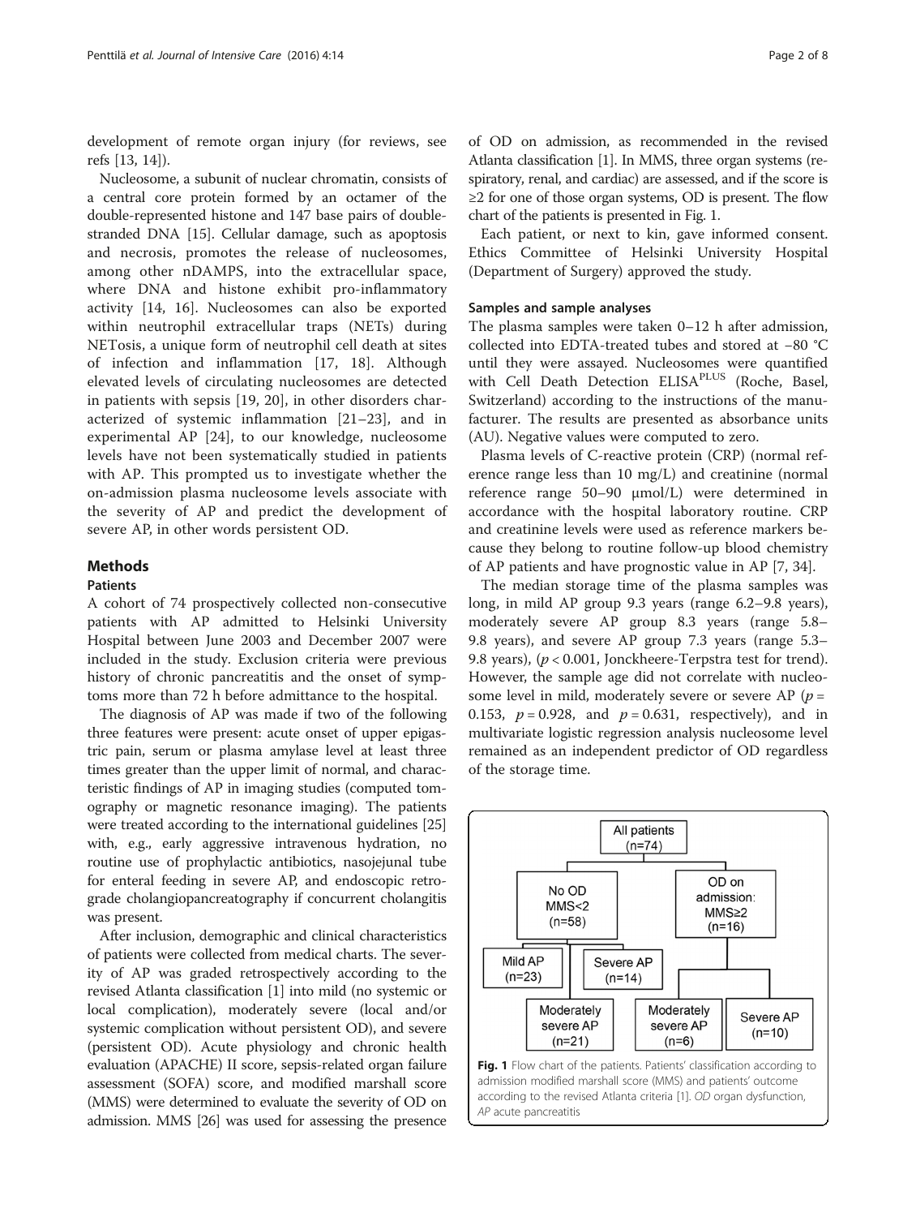development of remote organ injury (for reviews, see refs [13, 14]).

Nucleosome, a subunit of nuclear chromatin, consists of a central core protein formed by an octamer of the double-represented histone and 147 base pairs of double-stranded DNA [15]. Cellular damage, such as apoptosis and necrosis, promotes the release of nucleosomes, among other nDAMPS, into the extracellular space, where DNA and histone exhibit pro-inflammatory activity [14, 16]. Nucleosomes can also be exported within neutrophil extracellular traps (NETs) during NETosis, a unique form of neutrophil cell death at sites of infection and inflammation [17, 18]. Although elevated levels of circulating nucleosomes are detected in patients with sepsis [19, 20], in other disorders characterized of systemic inflammation [21–23], and in experimental AP [24], to our knowledge, nucleosome levels have not been systematically studied in patients with AP. This prompted us to investigate whether the on-admission plasma nucleosome levels associate with the severity of AP and predict the development of severe AP, in other words persistent OD.

## Methods

### Patients

A cohort of 74 prospectively collected non-consecutive patients with AP admitted to Helsinki University Hospital between June 2003 and December 2007 were included in the study. Exclusion criteria were previous history of chronic pancreatitis and the onset of symptoms more than 72 h before admittance to the hospital.

The diagnosis of AP was made if two of the following three features were present: acute onset of upper epigastric pain, serum or plasma amylase level at least three times greater than the upper limit of normal, and characteristic findings of AP in imaging studies (computed tomography or magnetic resonance imaging). The patients were treated according to the international guidelines [25] with, e.g., early aggressive intravenous hydration, no routine use of prophylactic antibiotics, nasojejunal tube for enteral feeding in severe AP, and endoscopic retrograde cholangiopancreatography if concurrent cholangitis was present.

After inclusion, demographic and clinical characteristics of patients were collected from medical charts. The severity of AP was graded retrospectively according to the revised Atlanta classification [1] into mild (no systemic or local complication), moderately severe (local and/or systemic complication without persistent OD), and severe (persistent OD). Acute physiology and chronic health evaluation (APACHE) II score, sepsis-related organ failure assessment (SOFA) score, and modified marshall score (MMS) were determined to evaluate the severity of OD on admission. MMS [26] was used for assessing the presence of OD on admission, as recommended in the revised Atlanta classification [1]. In MMS, three organ systems (respiratory, renal, and cardiac) are assessed, and if the score is ≥2 for one of those organ systems, OD is present. The flow chart of the patients is presented in Fig. 1.

Each patient, or next to kin, gave informed consent. Ethics Committee of Helsinki University Hospital (Department of Surgery) approved the study.

### Samples and sample analyses

The plasma samples were taken 0–12 h after admission, collected into EDTA-treated tubes and stored at −80 °C until they were assayed. Nucleosomes were quantified with Cell Death Detection ELISA[PLUS] (Roche, Basel, Switzerland) according to the instructions of the manufacturer. The results are presented as absorbance units (AU). Negative values were computed to zero.

Plasma levels of C-reactive protein (CRP) (normal reference range less than 10 mg/L) and creatinine (normal reference range 50–90 μmol/L) were determined in accordance with the hospital laboratory routine. CRP and creatinine levels were used as reference markers because they belong to routine follow-up blood chemistry of AP patients and have prognostic value in AP [7, 34].

The median storage time of the plasma samples was long, in mild AP group 9.3 years (range 6.2–9.8 years), moderately severe AP group 8.3 years (range 5.8–9.8 years), and severe AP group 7.3 years (range 5.3–9.8 years), ($p < 0.001$, Jonckheere-Terpstra test for trend). However, the sample age did not correlate with nucleosome level in mild, moderately severe or severe AP ($p = 0.153$, $p = 0.928$, and $p = 0.631$, respectively), and in multivariate logistic regression analysis nucleosome level remained as an independent predictor of OD regardless of the storage time.

All patients (n=74)
- No OD MMS<2 (n=58)
  - Mild AP (n=23)
  - Severe AP (n=14)
  - Moderately severe AP (n=21)
- OD on admission: MMS≥2 (n=16)
  - Moderately severe AP (n=6)
  - Severe AP (n=10)

**Fig. 1** Flow chart of the patients. Patients' classification according to admission modified marshall score (MMS) and patients' outcome according to the revised Atlanta criteria [1]. *OD* organ dysfunction, *AP* acute pancreatitis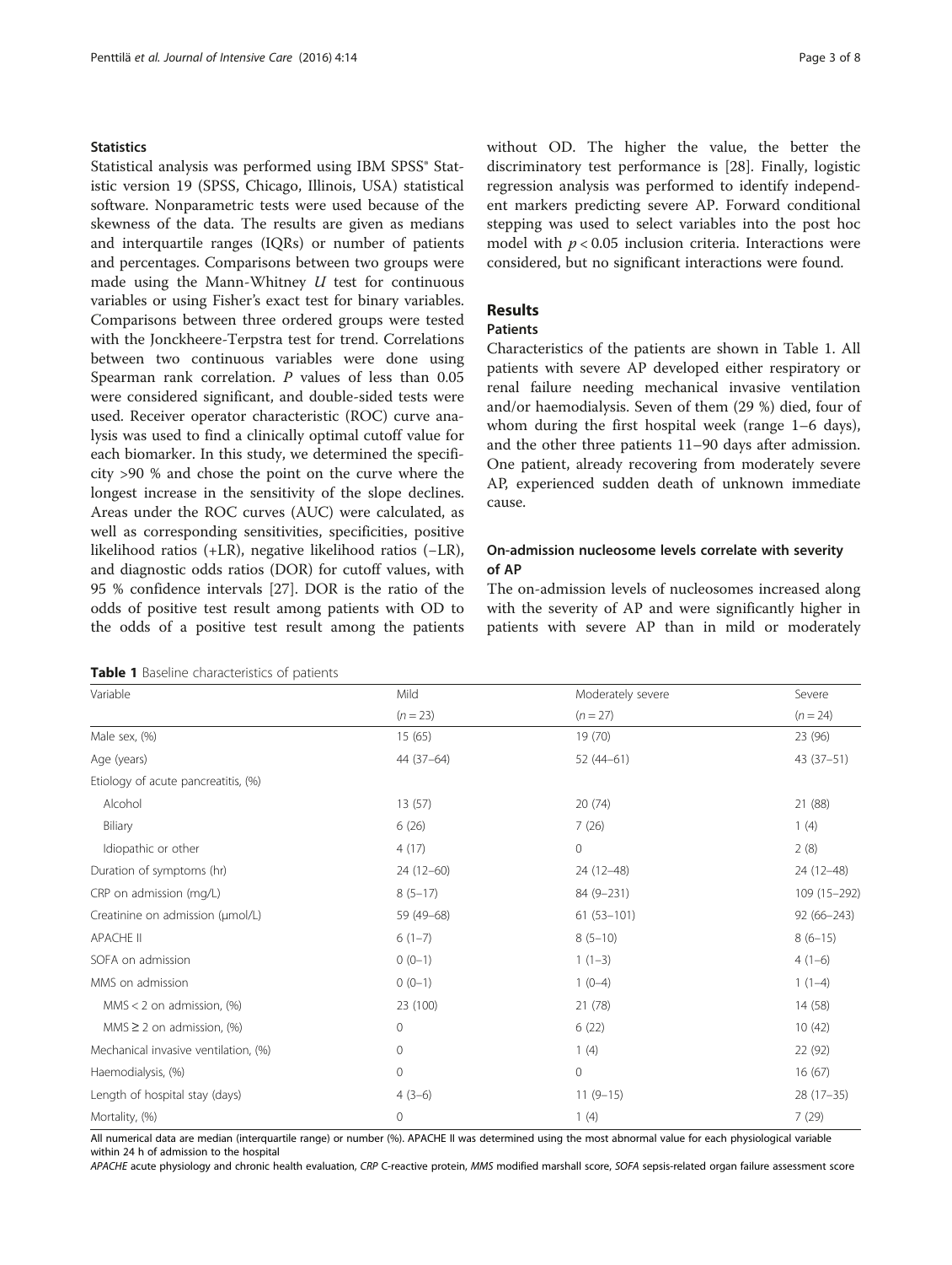### Statistics

Statistical analysis was performed using IBM SPSS® Statistic version 19 (SPSS, Chicago, Illinois, USA) statistical software. Nonparametric tests were used because of the skewness of the data. The results are given as medians and interquartile ranges (IQRs) or number of patients and percentages. Comparisons between two groups were made using the Mann-Whitney *U* test for continuous variables or using Fisher's exact test for binary variables. Comparisons between three ordered groups were tested with the Jonckheere-Terpstra test for trend. Correlations between two continuous variables were done using Spearman rank correlation. *P* values of less than 0.05 were considered significant, and double-sided tests were used. Receiver operator characteristic (ROC) curve analysis was used to find a clinically optimal cutoff value for each biomarker. In this study, we determined the specificity >90 % and chose the point on the curve where the longest increase in the sensitivity of the slope declines. Areas under the ROC curves (AUC) were calculated, as well as corresponding sensitivities, specificities, positive likelihood ratios (+LR), negative likelihood ratios (−LR), and diagnostic odds ratios (DOR) for cutoff values, with 95 % confidence intervals [27]. DOR is the ratio of the odds of positive test result among patients with OD to the odds of a positive test result among the patients without OD. The higher the value, the better the discriminatory test performance is [28]. Finally, logistic regression analysis was performed to identify independent markers predicting severe AP. Forward conditional stepping was used to select variables into the post hoc model with $p < 0.05$ inclusion criteria. Interactions were considered, but no significant interactions were found.

## Results

### Patients

Characteristics of the patients are shown in Table 1. All patients with severe AP developed either respiratory or renal failure needing mechanical invasive ventilation and/or haemodialysis. Seven of them (29 %) died, four of whom during the first hospital week (range 1–6 days), and the other three patients 11–90 days after admission. One patient, already recovering from moderately severe AP, experienced sudden death of unknown immediate cause.

### On-admission nucleosome levels correlate with severity of AP

The on-admission levels of nucleosomes increased along with the severity of AP and were significantly higher in patients with severe AP than in mild or moderately

**Table 1** Baseline characteristics of patients

| Variable | Mild | Moderately severe | Severe |
|---|---|---|---|
| | ($n = 23$) | ($n = 27$) | ($n = 24$) |
| Male sex, (%) | 15 (65) | 19 (70) | 23 (96) |
| Age (years) | 44 (37–64) | 52 (44–61) | 43 (37–51) |
| Etiology of acute pancreatitis, (%) | | | |
| Alcohol | 13 (57) | 20 (74) | 21 (88) |
| Biliary | 6 (26) | 7 (26) | 1 (4) |
| Idiopathic or other | 4 (17) | 0 | 2 (8) |
| Duration of symptoms (hr) | 24 (12–60) | 24 (12–48) | 24 (12–48) |
| CRP on admission (mg/L) | 8 (5–17) | 84 (9–231) | 109 (15–292) |
| Creatinine on admission (μmol/L) | 59 (49–68) | 61 (53–101) | 92 (66–243) |
| APACHE II | 6 (1–7) | 8 (5–10) | 8 (6–15) |
| SOFA on admission | 0 (0–1) | 1 (1–3) | 4 (1–6) |
| MMS on admission | 0 (0–1) | 1 (0–4) | 1 (1–4) |
| MMS < 2 on admission, (%) | 23 (100) | 21 (78) | 14 (58) |
| MMS ≥ 2 on admission, (%) | 0 | 6 (22) | 10 (42) |
| Mechanical invasive ventilation, (%) | 0 | 1 (4) | 22 (92) |
| Haemodialysis, (%) | 0 | 0 | 16 (67) |
| Length of hospital stay (days) | 4 (3–6) | 11 (9–15) | 28 (17–35) |
| Mortality, (%) | 0 | 1 (4) | 7 (29) |

All numerical data are median (interquartile range) or number (%). APACHE II was determined using the most abnormal value for each physiological variable within 24 h of admission to the hospital

*APACHE* acute physiology and chronic health evaluation, *CRP* C-reactive protein, *MMS* modified marshall score, *SOFA* sepsis-related organ failure assessment score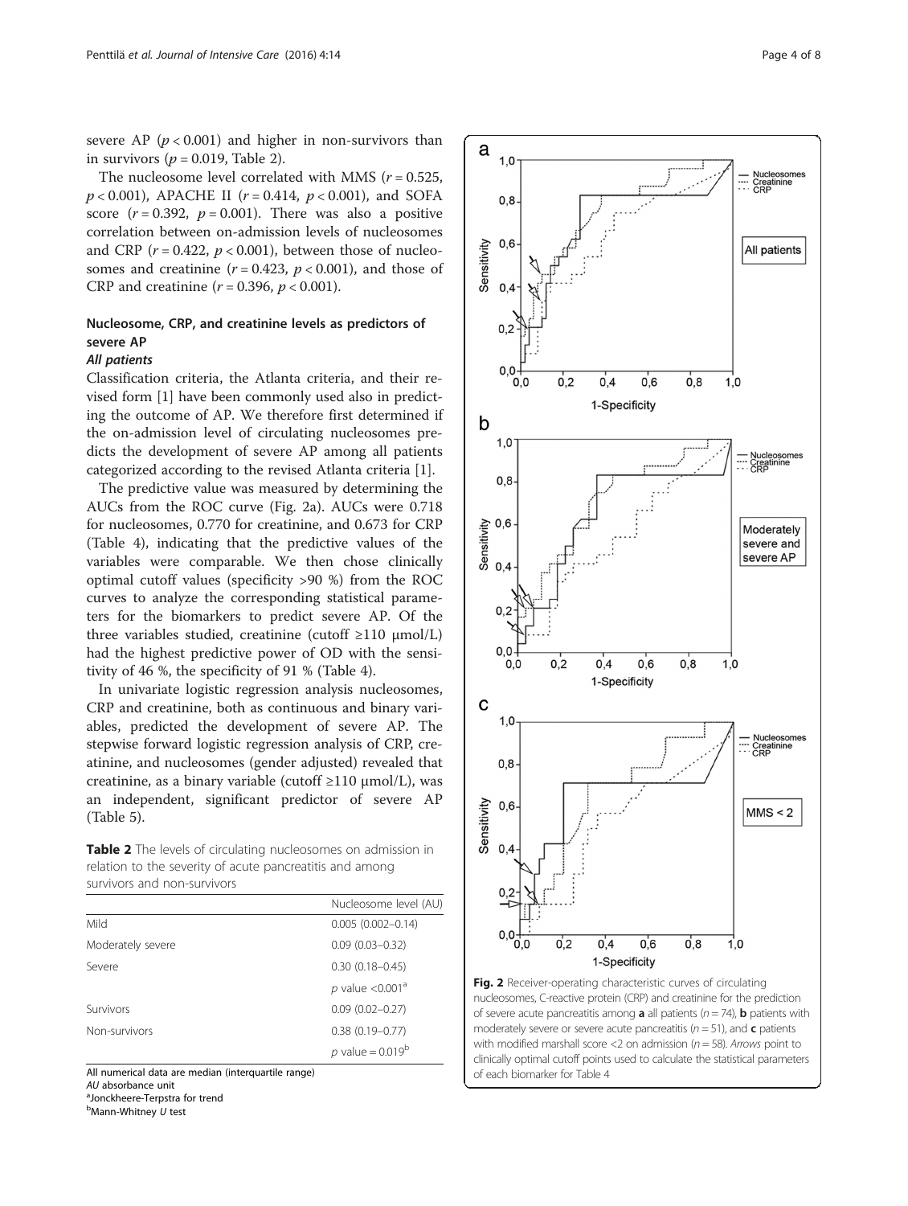severe AP ($p < 0.001$) and higher in non-survivors than in survivors ($p = 0.019$, Table 2).

The nucleosome level correlated with MMS ($r = 0.525$, $p < 0.001$), APACHE II ($r = 0.414$, $p < 0.001$), and SOFA score ($r = 0.392$, $p = 0.001$). There was also a positive correlation between on-admission levels of nucleosomes and CRP ($r = 0.422$, $p < 0.001$), between those of nucleosomes and creatinine ($r = 0.423$, $p < 0.001$), and those of CRP and creatinine ($r = 0.396$, $p < 0.001$).

## Nucleosome, CRP, and creatinine levels as predictors of severe AP

### *All patients*

Classification criteria, the Atlanta criteria, and their revised form [1] have been commonly used also in predicting the outcome of AP. We therefore first determined if the on-admission level of circulating nucleosomes predicts the development of severe AP among all patients categorized according to the revised Atlanta criteria [1].

The predictive value was measured by determining the AUCs from the ROC curve (Fig. 2a). AUCs were 0.718 for nucleosomes, 0.770 for creatinine, and 0.673 for CRP (Table 4), indicating that the predictive values of the variables were comparable. We then chose clinically optimal cutoff values (specificity >90 %) from the ROC curves to analyze the corresponding statistical parameters for the biomarkers to predict severe AP. Of the three variables studied, creatinine (cutoff ≥110 μmol/L) had the highest predictive power of OD with the sensitivity of 46 %, the specificity of 91 % (Table 4).

In univariate logistic regression analysis nucleosomes, CRP and creatinine, both as continuous and binary variables, predicted the development of severe AP. The stepwise forward logistic regression analysis of CRP, creatinine, and nucleosomes (gender adjusted) revealed that creatinine, as a binary variable (cutoff ≥110 μmol/L), was an independent, significant predictor of severe AP (Table 5).

**Table 2** The levels of circulating nucleosomes on admission in relation to the severity of acute pancreatitis and among survivors and non-survivors

| | Nucleosome level (AU) |
|---|---|
| Mild | 0.005 (0.002–0.14) |
| Moderately severe | 0.09 (0.03–0.32) |
| Severe | 0.30 (0.18–0.45) |
| | *p* value <0.001[a] |
| Survivors | 0.09 (0.02–0.27) |
| Non-survivors | 0.38 (0.19–0.77) |
| | *p* value = 0.019[b] |

All numerical data are median (interquartile range)
*AU* absorbance unit
[a]Jonckheere-Terpstra for trend
[b]Mann-Whitney *U* test

**Fig. 2** Receiver-operating characteristic curves of circulating nucleosomes, C-reactive protein (CRP) and creatinine for the prediction of severe acute pancreatitis among **a** all patients ($n = 74$), **b** patients with moderately severe or severe acute pancreatitis ($n = 51$), and **c** patients with modified marshall score <2 on admission ($n = 58$). *Arrows* point to clinically optimal cutoff points used to calculate the statistical parameters of each biomarker for Table 4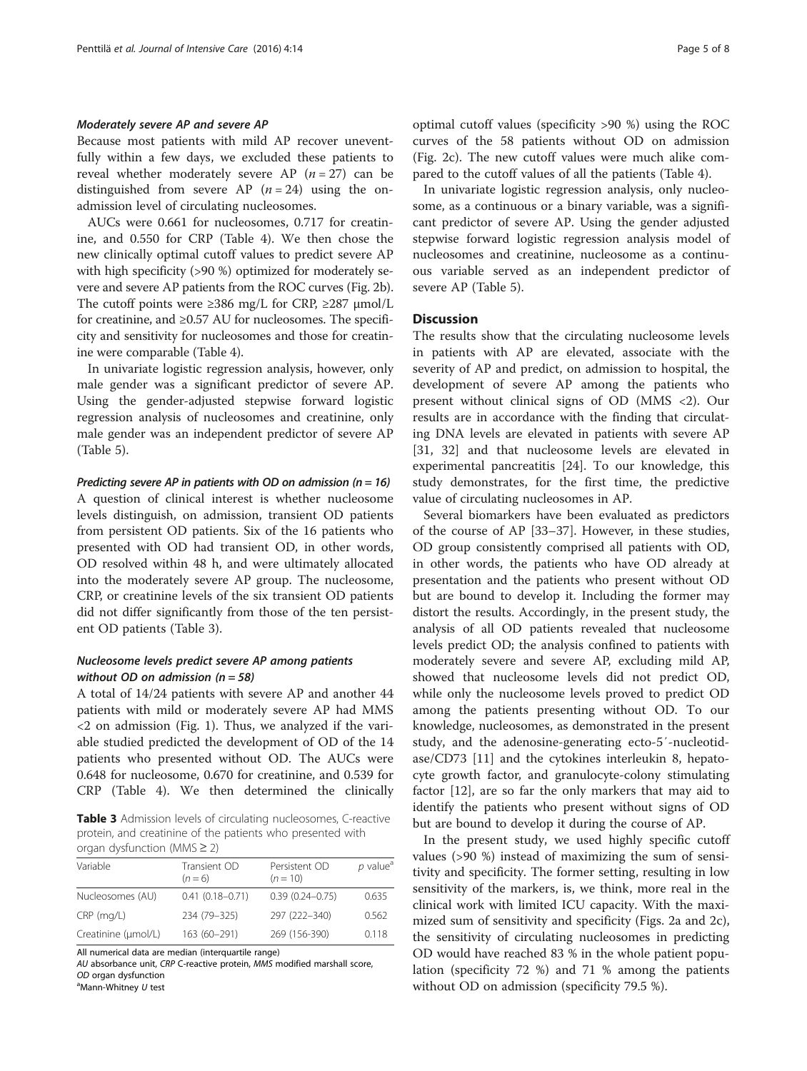#### *Moderately severe AP and severe AP*

Because most patients with mild AP recover uneventfully within a few days, we excluded these patients to reveal whether moderately severe AP ($n = 27$) can be distinguished from severe AP ($n = 24$) using the on-admission level of circulating nucleosomes.

AUCs were 0.661 for nucleosomes, 0.717 for creatinine, and 0.550 for CRP (Table 4). We then chose the new clinically optimal cutoff values to predict severe AP with high specificity (>90 %) optimized for moderately severe and severe AP patients from the ROC curves (Fig. 2b). The cutoff points were ≥386 mg/L for CRP, ≥287 μmol/L for creatinine, and ≥0.57 AU for nucleosomes. The specificity and sensitivity for nucleosomes and those for creatinine were comparable (Table 4).

In univariate logistic regression analysis, however, only male gender was a significant predictor of severe AP. Using the gender-adjusted stepwise forward logistic regression analysis of nucleosomes and creatinine, only male gender was an independent predictor of severe AP (Table 5).

#### *Predicting severe AP in patients with OD on admission ($n = 16$)*

A question of clinical interest is whether nucleosome levels distinguish, on admission, transient OD patients from persistent OD patients. Six of the 16 patients who presented with OD had transient OD, in other words, OD resolved within 48 h, and were ultimately allocated into the moderately severe AP group. The nucleosome, CRP, or creatinine levels of the six transient OD patients did not differ significantly from those of the ten persistent OD patients (Table 3).

### *Nucleosome levels predict severe AP among patients without OD on admission ($n = 58$)*

A total of 14/24 patients with severe AP and another 44 patients with mild or moderately severe AP had MMS <2 on admission (Fig. 1). Thus, we analyzed if the variable studied predicted the development of OD of the 14 patients who presented without OD. The AUCs were 0.648 for nucleosome, 0.670 for creatinine, and 0.539 for CRP (Table 4). We then determined the clinically optimal cutoff values (specificity >90 %) using the ROC curves of the 58 patients without OD on admission (Fig. 2c). The new cutoff values were much alike compared to the cutoff values of all the patients (Table 4).

In univariate logistic regression analysis, only nucleosome, as a continuous or a binary variable, was a significant predictor of severe AP. Using the gender adjusted stepwise forward logistic regression analysis model of nucleosomes and creatinine, nucleosome as a continuous variable served as an independent predictor of severe AP (Table 5).

**Table 3** Admission levels of circulating nucleosomes, C-reactive protein, and creatinine of the patients who presented with organ dysfunction (MMS ≥ 2)

| Variable | Transient OD ($n = 6$) | Persistent OD ($n = 10$) | *p* value[a] |
|---|---|---|---|
| Nucleosomes (AU) | 0.41 (0.18–0.71) | 0.39 (0.24–0.75) | 0.635 |
| CRP (mg/L) | 234 (79–325) | 297 (222–340) | 0.562 |
| Creatinine (μmol/L) | 163 (60–291) | 269 (156-390) | 0.118 |

All numerical data are median (interquartile range)
*AU* absorbance unit, *CRP* C-reactive protein, *MMS* modified marshall score, *OD* organ dysfunction
[a]Mann-Whitney *U* test

## Discussion

The results show that the circulating nucleosome levels in patients with AP are elevated, associate with the severity of AP and predict, on admission to hospital, the development of severe AP among the patients who present without clinical signs of OD (MMS <2). Our results are in accordance with the finding that circulating DNA levels are elevated in patients with severe AP [31, 32] and that nucleosome levels are elevated in experimental pancreatitis [24]. To our knowledge, this study demonstrates, for the first time, the predictive value of circulating nucleosomes in AP.

Several biomarkers have been evaluated as predictors of the course of AP [33–37]. However, in these studies, OD group consistently comprised all patients with OD, in other words, the patients who have OD already at presentation and the patients who present without OD but are bound to develop it. Including the former may distort the results. Accordingly, in the present study, the analysis of all OD patients revealed that nucleosome levels predict OD; the analysis confined to patients with moderately severe and severe AP, excluding mild AP, showed that nucleosome levels did not predict OD, while only the nucleosome levels proved to predict OD among the patients presenting without OD. To our knowledge, nucleosomes, as demonstrated in the present study, and the adenosine-generating ecto-5′-nucleotidase/CD73 [11] and the cytokines interleukin 8, hepatocyte growth factor, and granulocyte-colony stimulating factor [12], are so far the only markers that may aid to identify the patients who present without signs of OD but are bound to develop it during the course of AP.

In the present study, we used highly specific cutoff values (>90 %) instead of maximizing the sum of sensitivity and specificity. The former setting, resulting in low sensitivity of the markers, is, we think, more real in the clinical work with limited ICU capacity. With the maximized sum of sensitivity and specificity (Figs. 2a and 2c), the sensitivity of circulating nucleosomes in predicting OD would have reached 83 % in the whole patient population (specificity 72 %) and 71 % among the patients without OD on admission (specificity 79.5 %).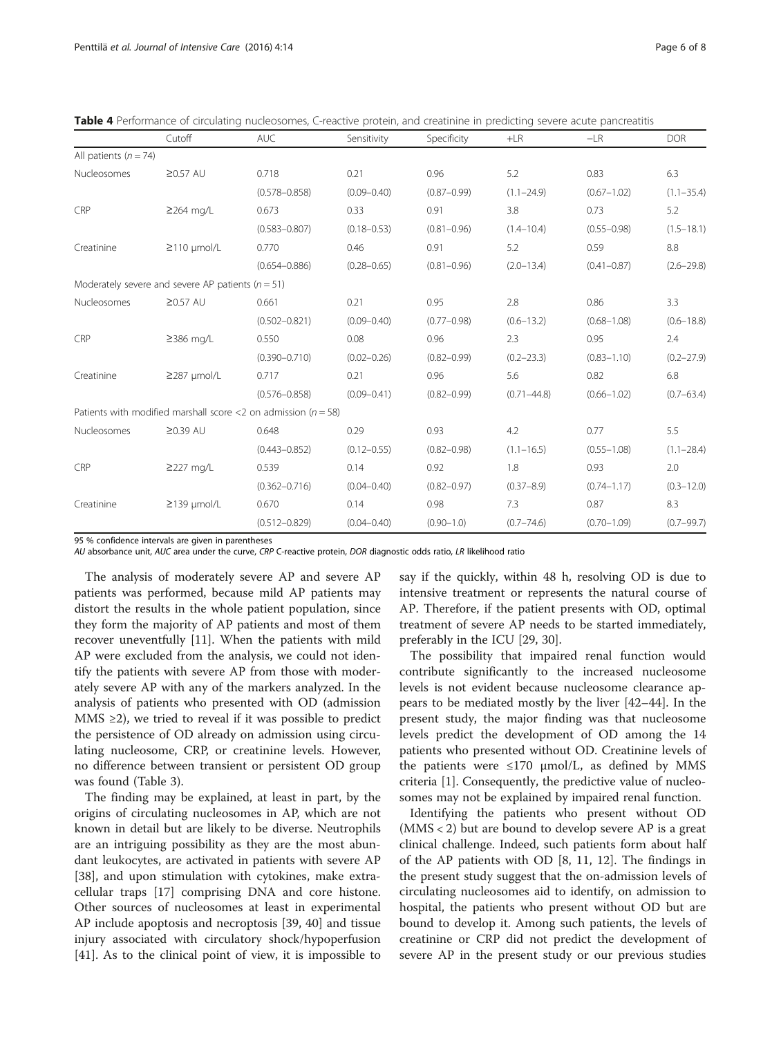**Table 4** Performance of circulating nucleosomes, C-reactive protein, and creatinine in predicting severe acute pancreatitis

| | Cutoff | AUC | Sensitivity | Specificity | +LR | −LR | DOR |
|---|---|---|---|---|---|---|---|
| All patients ($n = 74$) | | | | | | | |
| Nucleosomes | ≥0.57 AU | 0.718 | 0.21 | 0.96 | 5.2 | 0.83 | 6.3 |
| | | (0.578–0.858) | (0.09–0.40) | (0.87–0.99) | (1.1–24.9) | (0.67–1.02) | (1.1–35.4) |
| CRP | ≥264 mg/L | 0.673 | 0.33 | 0.91 | 3.8 | 0.73 | 5.2 |
| | | (0.583–0.807) | (0.18–0.53) | (0.81–0.96) | (1.4–10.4) | (0.55–0.98) | (1.5–18.1) |
| Creatinine | ≥110 μmol/L | 0.770 | 0.46 | 0.91 | 5.2 | 0.59 | 8.8 |
| | | (0.654–0.886) | (0.28–0.65) | (0.81–0.96) | (2.0–13.4) | (0.41–0.87) | (2.6–29.8) |
| Moderately severe and severe AP patients ($n = 51$) | | | | | | | |
| Nucleosomes | ≥0.57 AU | 0.661 | 0.21 | 0.95 | 2.8 | 0.86 | 3.3 |
| | | (0.502–0.821) | (0.09–0.40) | (0.77–0.98) | (0.6–13.2) | (0.68–1.08) | (0.6–18.8) |
| CRP | ≥386 mg/L | 0.550 | 0.08 | 0.96 | 2.3 | 0.95 | 2.4 |
| | | (0.390–0.710) | (0.02–0.26) | (0.82–0.99) | (0.2–23.3) | (0.83–1.10) | (0.2–27.9) |
| Creatinine | ≥287 μmol/L | 0.717 | 0.21 | 0.96 | 5.6 | 0.82 | 6.8 |
| | | (0.576–0.858) | (0.09–0.41) | (0.82–0.99) | (0.71–44.8) | (0.66–1.02) | (0.7–63.4) |
| Patients with modified marshall score <2 on admission ($n = 58$) | | | | | | | |
| Nucleosomes | ≥0.39 AU | 0.648 | 0.29 | 0.93 | 4.2 | 0.77 | 5.5 |
| | | (0.443–0.852) | (0.12–0.55) | (0.82–0.98) | (1.1–16.5) | (0.55–1.08) | (1.1–28.4) |
| CRP | ≥227 mg/L | 0.539 | 0.14 | 0.92 | 1.8 | 0.93 | 2.0 |
| | | (0.362–0.716) | (0.04–0.40) | (0.82–0.97) | (0.37–8.9) | (0.74–1.17) | (0.3–12.0) |
| Creatinine | ≥139 μmol/L | 0.670 | 0.14 | 0.98 | 7.3 | 0.87 | 8.3 |
| | | (0.512–0.829) | (0.04–0.40) | (0.90–1.0) | (0.7–74.6) | (0.70–1.09) | (0.7–99.7) |

95 % confidence intervals are given in parentheses
*AU* absorbance unit, *AUC* area under the curve, *CRP* C-reactive protein, *DOR* diagnostic odds ratio, *LR* likelihood ratio

The analysis of moderately severe AP and severe AP patients was performed, because mild AP patients may distort the results in the whole patient population, since they form the majority of AP patients and most of them recover uneventfully [11]. When the patients with mild AP were excluded from the analysis, we could not identify the patients with severe AP from those with moderately severe AP with any of the markers analyzed. In the analysis of patients who presented with OD (admission MMS ≥2), we tried to reveal if it was possible to predict the persistence of OD already on admission using circulating nucleosome, CRP, or creatinine levels. However, no difference between transient or persistent OD group was found (Table 3).

The finding may be explained, at least in part, by the origins of circulating nucleosomes in AP, which are not known in detail but are likely to be diverse. Neutrophils are an intriguing possibility as they are the most abundant leukocytes, are activated in patients with severe AP [38], and upon stimulation with cytokines, make extracellular traps [17] comprising DNA and core histone. Other sources of nucleosomes at least in experimental AP include apoptosis and necroptosis [39, 40] and tissue injury associated with circulatory shock/hypoperfusion [41]. As to the clinical point of view, it is impossible to say if the quickly, within 48 h, resolving OD is due to intensive treatment or represents the natural course of AP. Therefore, if the patient presents with OD, optimal treatment of severe AP needs to be started immediately, preferably in the ICU [29, 30].

The possibility that impaired renal function would contribute significantly to the increased nucleosome levels is not evident because nucleosome clearance appears to be mediated mostly by the liver [42–44]. In the present study, the major finding was that nucleosome levels predict the development of OD among the 14 patients who presented without OD. Creatinine levels of the patients were ≤170 μmol/L, as defined by MMS criteria [1]. Consequently, the predictive value of nucleosomes may not be explained by impaired renal function.

Identifying the patients who present without OD (MMS < 2) but are bound to develop severe AP is a great clinical challenge. Indeed, such patients form about half of the AP patients with OD [8, 11, 12]. The findings in the present study suggest that the on-admission levels of circulating nucleosomes aid to identify, on admission to hospital, the patients who present without OD but are bound to develop it. Among such patients, the levels of creatinine or CRP did not predict the development of severe AP in the present study or our previous studies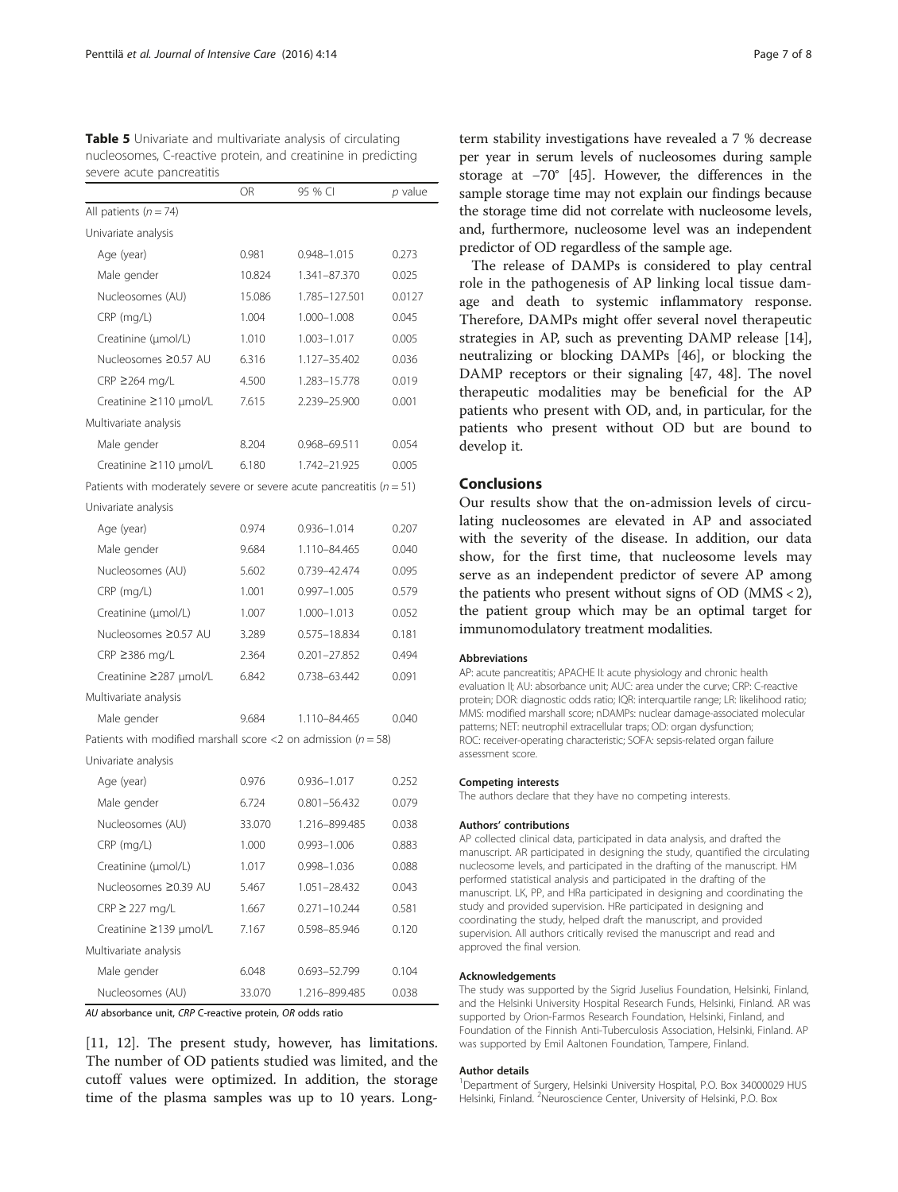**Table 5** Univariate and multivariate analysis of circulating nucleosomes, C-reactive protein, and creatinine in predicting severe acute pancreatitis

| | OR | 95 % CI | *p* value |
|---|---|---|---|
| All patients ($n = 74$) | | | |
| Univariate analysis | | | |
| Age (year) | 0.981 | 0.948–1.015 | 0.273 |
| Male gender | 10.824 | 1.341–87.370 | 0.025 |
| Nucleosomes (AU) | 15.086 | 1.785–127.501 | 0.0127 |
| CRP (mg/L) | 1.004 | 1.000–1.008 | 0.045 |
| Creatinine (μmol/L) | 1.010 | 1.003–1.017 | 0.005 |
| Nucleosomes ≥0.57 AU | 6.316 | 1.127–35.402 | 0.036 |
| CRP ≥264 mg/L | 4.500 | 1.283–15.778 | 0.019 |
| Creatinine ≥110 μmol/L | 7.615 | 2.239–25.900 | 0.001 |
| Multivariate analysis | | | |
| Male gender | 8.204 | 0.968–69.511 | 0.054 |
| Creatinine ≥110 μmol/L | 6.180 | 1.742–21.925 | 0.005 |
| Patients with moderately severe or severe acute pancreatitis ($n = 51$) | | | |
| Univariate analysis | | | |
| Age (year) | 0.974 | 0.936–1.014 | 0.207 |
| Male gender | 9.684 | 1.110–84.465 | 0.040 |
| Nucleosomes (AU) | 5.602 | 0.739–42.474 | 0.095 |
| CRP (mg/L) | 1.001 | 0.997–1.005 | 0.579 |
| Creatinine (μmol/L) | 1.007 | 1.000–1.013 | 0.052 |
| Nucleosomes ≥0.57 AU | 3.289 | 0.575–18.834 | 0.181 |
| CRP ≥386 mg/L | 2.364 | 0.201–27.852 | 0.494 |
| Creatinine ≥287 μmol/L | 6.842 | 0.738–63.442 | 0.091 |
| Multivariate analysis | | | |
| Male gender | 9.684 | 1.110–84.465 | 0.040 |
| Patients with modified marshall score <2 on admission ($n = 58$) | | | |
| Univariate analysis | | | |
| Age (year) | 0.976 | 0.936–1.017 | 0.252 |
| Male gender | 6.724 | 0.801–56.432 | 0.079 |
| Nucleosomes (AU) | 33.070 | 1.216–899.485 | 0.038 |
| CRP (mg/L) | 1.000 | 0.993–1.006 | 0.883 |
| Creatinine (μmol/L) | 1.017 | 0.998–1.036 | 0.088 |
| Nucleosomes ≥0.39 AU | 5.467 | 1.051–28.432 | 0.043 |
| CRP ≥ 227 mg/L | 1.667 | 0.271–10.244 | 0.581 |
| Creatinine ≥139 μmol/L | 7.167 | 0.598–85.946 | 0.120 |
| Multivariate analysis | | | |
| Male gender | 6.048 | 0.693–52.799 | 0.104 |
| Nucleosomes (AU) | 33.070 | 1.216–899.485 | 0.038 |

*AU* absorbance unit, *CRP* C-reactive protein, *OR* odds ratio

[11, 12]. The present study, however, has limitations. The number of OD patients studied was limited, and the cutoff values were optimized. In addition, the storage time of the plasma samples was up to 10 years. Long-term stability investigations have revealed a 7 % decrease per year in serum levels of nucleosomes during sample storage at −70° [45]. However, the differences in the sample storage time may not explain our findings because the storage time did not correlate with nucleosome levels, and, furthermore, nucleosome level was an independent predictor of OD regardless of the sample age.

The release of DAMPs is considered to play central role in the pathogenesis of AP linking local tissue damage and death to systemic inflammatory response. Therefore, DAMPs might offer several novel therapeutic strategies in AP, such as preventing DAMP release [14], neutralizing or blocking DAMPs [46], or blocking the DAMP receptors or their signaling [47, 48]. The novel therapeutic modalities may be beneficial for the AP patients who present with OD, and, in particular, for the patients who present without OD but are bound to develop it.

## Conclusions

Our results show that the on-admission levels of circulating nucleosomes are elevated in AP and associated with the severity of the disease. In addition, our data show, for the first time, that nucleosome levels may serve as an independent predictor of severe AP among the patients who present without signs of OD (MMS < 2), the patient group which may be an optimal target for immunomodulatory treatment modalities.

#### Abbreviations

AP: acute pancreatitis; APACHE II: acute physiology and chronic health evaluation II; AU: absorbance unit; AUC: area under the curve; CRP: C-reactive protein; DOR: diagnostic odds ratio; IQR: interquartile range; LR: likelihood ratio; MMS: modified marshall score; nDAMPs: nuclear damage-associated molecular patterns; NET: neutrophil extracellular traps; OD: organ dysfunction; ROC: receiver-operating characteristic; SOFA: sepsis-related organ failure assessment score.

#### Competing interests

The authors declare that they have no competing interests.

#### Authors' contributions

AP collected clinical data, participated in data analysis, and drafted the manuscript. AR participated in designing the study, quantified the circulating nucleosome levels, and participated in the drafting of the manuscript. HM performed statistical analysis and participated in the drafting of the manuscript. LK, PP, and HRa participated in designing and coordinating the study and provided supervision. HRe participated in designing and coordinating the study, helped draft the manuscript, and provided supervision. All authors critically revised the manuscript and read and approved the final version.

#### Acknowledgements

The study was supported by the Sigrid Juselius Foundation, Helsinki, Finland, and the Helsinki University Hospital Research Funds, Helsinki, Finland. AR was supported by Orion-Farmos Research Foundation, Helsinki, Finland, and Foundation of the Finnish Anti-Tuberculosis Association, Helsinki, Finland. AP was supported by Emil Aaltonen Foundation, Tampere, Finland.

#### Author details

[1]Department of Surgery, Helsinki University Hospital, P.O. Box 34000029 HUS Helsinki, Finland. [2]Neuroscience Center, University of Helsinki, P.O. Box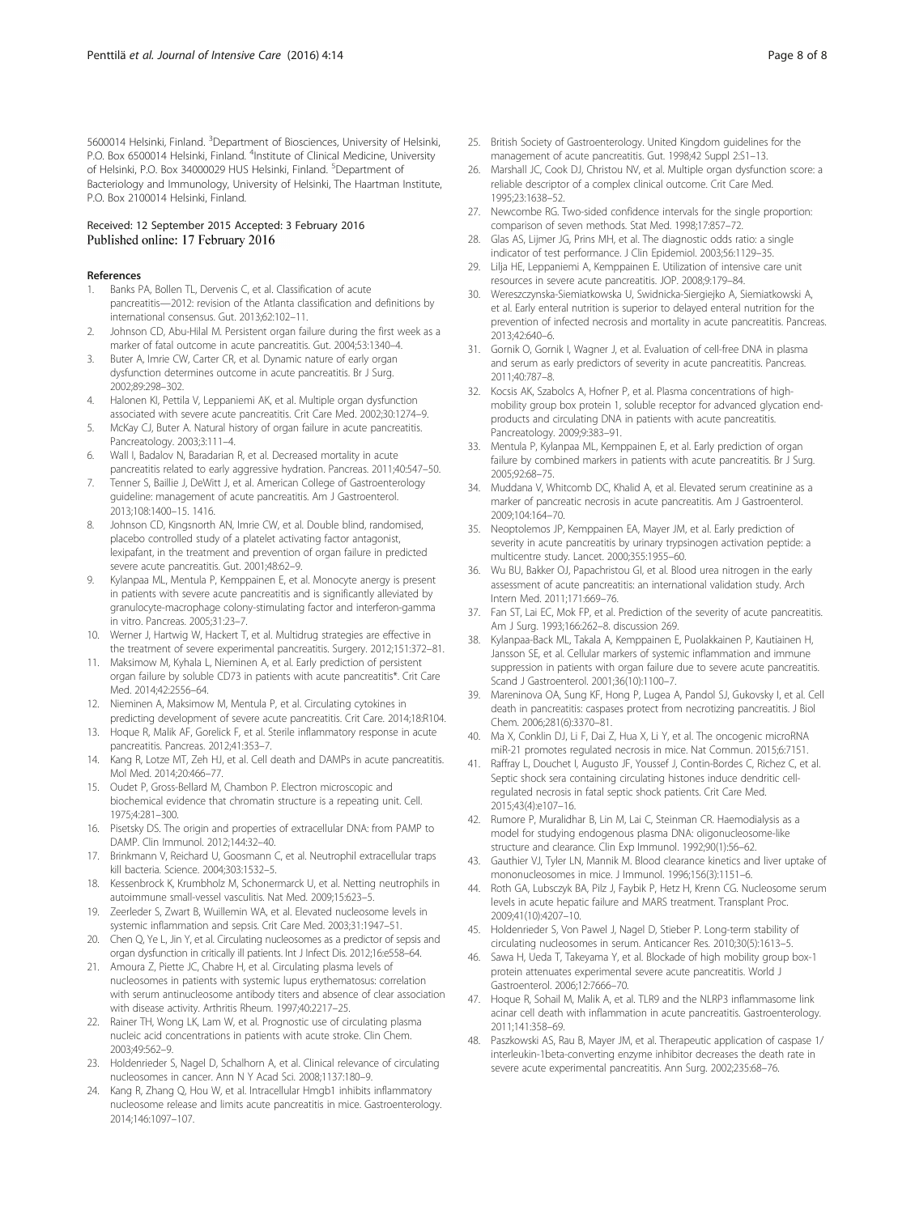5600014 Helsinki, Finland. [3]Department of Biosciences, University of Helsinki, P.O. Box 6500014 Helsinki, Finland. [4]Institute of Clinical Medicine, University of Helsinki, P.O. Box 34000029 HUS Helsinki, Finland. [5]Department of Bacteriology and Immunology, University of Helsinki, The Haartman Institute, P.O. Box 2100014 Helsinki, Finland.

Received: 12 September 2015 Accepted: 3 February 2016
Published online: 17 February 2016

## References

1. Banks PA, Bollen TL, Dervenis C, et al. Classification of acute pancreatitis—2012: revision of the Atlanta classification and definitions by international consensus. Gut. 2013;62:102–11.
2. Johnson CD, Abu-Hilal M. Persistent organ failure during the first week as a marker of fatal outcome in acute pancreatitis. Gut. 2004;53:1340–4.
3. Buter A, Imrie CW, Carter CR, et al. Dynamic nature of early organ dysfunction determines outcome in acute pancreatitis. Br J Surg. 2002;89:298–302.
4. Halonen KI, Pettila V, Leppaniemi AK, et al. Multiple organ dysfunction associated with severe acute pancreatitis. Crit Care Med. 2002;30:1274–9.
5. McKay CJ, Buter A. Natural history of organ failure in acute pancreatitis. Pancreatology. 2003;3:111–4.
6. Wall I, Badalov N, Baradarian R, et al. Decreased mortality in acute pancreatitis related to early aggressive hydration. Pancreas. 2011;40:547–50.
7. Tenner S, Baillie J, DeWitt J, et al. American College of Gastroenterology guideline: management of acute pancreatitis. Am J Gastroenterol. 2013;108:1400–15. 1416.
8. Johnson CD, Kingsnorth AN, Imrie CW, et al. Double blind, randomised, placebo controlled study of a platelet activating factor antagonist, lexipafant, in the treatment and prevention of organ failure in predicted severe acute pancreatitis. Gut. 2001;48:62–9.
9. Kylanpaa ML, Mentula P, Kemppainen E, et al. Monocyte anergy is present in patients with severe acute pancreatitis and is significantly alleviated by granulocyte-macrophage colony-stimulating factor and interferon-gamma in vitro. Pancreas. 2005;31:23–7.
10. Werner J, Hartwig W, Hackert T, et al. Multidrug strategies are effective in the treatment of severe experimental pancreatitis. Surgery. 2012;151:372–81.
11. Maksimow M, Kyhala L, Nieminen A, et al. Early prediction of persistent organ failure by soluble CD73 in patients with acute pancreatitis*. Crit Care Med. 2014;42:2556–64.
12. Nieminen A, Maksimow M, Mentula P, et al. Circulating cytokines in predicting development of severe acute pancreatitis. Crit Care. 2014;18:R104.
13. Hoque R, Malik AF, Gorelick F, et al. Sterile inflammatory response in acute pancreatitis. Pancreas. 2012;41:353–7.
14. Kang R, Lotze MT, Zeh HJ, et al. Cell death and DAMPs in acute pancreatitis. Mol Med. 2014;20:466–77.
15. Oudet P, Gross-Bellard M, Chambon P. Electron microscopic and biochemical evidence that chromatin structure is a repeating unit. Cell. 1975;4:281–300.
16. Pisetsky DS. The origin and properties of extracellular DNA: from PAMP to DAMP. Clin Immunol. 2012;144:32–40.
17. Brinkmann V, Reichard U, Goosmann C, et al. Neutrophil extracellular traps kill bacteria. Science. 2004;303:1532–5.
18. Kessenbrock K, Krumbholz M, Schonermarck U, et al. Netting neutrophils in autoimmune small-vessel vasculitis. Nat Med. 2009;15:623–5.
19. Zeerleder S, Zwart B, Wuillemin WA, et al. Elevated nucleosome levels in systemic inflammation and sepsis. Crit Care Med. 2003;31:1947–51.
20. Chen Q, Ye L, Jin Y, et al. Circulating nucleosomes as a predictor of sepsis and organ dysfunction in critically ill patients. Int J Infect Dis. 2012;16:e558–64.
21. Amoura Z, Piette JC, Chabre H, et al. Circulating plasma levels of nucleosomes in patients with systemic lupus erythematosus: correlation with serum antinucleosome antibody titers and absence of clear association with disease activity. Arthritis Rheum. 1997;40:2217–25.
22. Rainer TH, Wong LK, Lam W, et al. Prognostic use of circulating plasma nucleic acid concentrations in patients with acute stroke. Clin Chem. 2003;49:562–9.
23. Holdenrieder S, Nagel D, Schalhorn A, et al. Clinical relevance of circulating nucleosomes in cancer. Ann N Y Acad Sci. 2008;1137:180–9.
24. Kang R, Zhang Q, Hou W, et al. Intracellular Hmgb1 inhibits inflammatory nucleosome release and limits acute pancreatitis in mice. Gastroenterology. 2014;146:1097–107.
25. British Society of Gastroenterology. United Kingdom guidelines for the management of acute pancreatitis. Gut. 1998;42 Suppl 2:S1–13.
26. Marshall JC, Cook DJ, Christou NV, et al. Multiple organ dysfunction score: a reliable descriptor of a complex clinical outcome. Crit Care Med. 1995;23:1638–52.
27. Newcombe RG. Two-sided confidence intervals for the single proportion: comparison of seven methods. Stat Med. 1998;17:857–72.
28. Glas AS, Lijmer JG, Prins MH, et al. The diagnostic odds ratio: a single indicator of test performance. J Clin Epidemiol. 2003;56:1129–35.
29. Lilja HE, Leppaniemi A, Kemppainen E. Utilization of intensive care unit resources in severe acute pancreatitis. JOP. 2008;9:179–84.
30. Wereszczynska-Siemiatkowska U, Swidnicka-Siergiejko A, Siemiatkowski A, et al. Early enteral nutrition is superior to delayed enteral nutrition for the prevention of infected necrosis and mortality in acute pancreatitis. Pancreas. 2013;42:640–6.
31. Gornik O, Gornik I, Wagner J, et al. Evaluation of cell-free DNA in plasma and serum as early predictors of severity in acute pancreatitis. Pancreas. 2011;40:787–8.
32. Kocsis AK, Szabolcs A, Hofner P, et al. Plasma concentrations of high-mobility group box protein 1, soluble receptor for advanced glycation end-products and circulating DNA in patients with acute pancreatitis. Pancreatology. 2009;9:383–91.
33. Mentula P, Kylanpaa ML, Kemppainen E, et al. Early prediction of organ failure by combined markers in patients with acute pancreatitis. Br J Surg. 2005;92:68–75.
34. Muddana V, Whitcomb DC, Khalid A, et al. Elevated serum creatinine as a marker of pancreatic necrosis in acute pancreatitis. Am J Gastroenterol. 2009;104:164–70.
35. Neoptolemos JP, Kemppainen EA, Mayer JM, et al. Early prediction of severity in acute pancreatitis by urinary trypsinogen activation peptide: a multicentre study. Lancet. 2000;355:1955–60.
36. Wu BU, Bakker OJ, Papachristou GI, et al. Blood urea nitrogen in the early assessment of acute pancreatitis: an international validation study. Arch Intern Med. 2011;171:669–76.
37. Fan ST, Lai EC, Mok FP, et al. Prediction of the severity of acute pancreatitis. Am J Surg. 1993;166:262–8. discussion 269.
38. Kylanpaa-Back ML, Takala A, Kemppainen E, Puolakkainen P, Kautiainen H, Jansson SE, et al. Cellular markers of systemic inflammation and immune suppression in patients with organ failure due to severe acute pancreatitis. Scand J Gastroenterol. 2001;36(10):1100–7.
39. Mareninova OA, Sung KF, Hong P, Lugea A, Pandol SJ, Gukovsky I, et al. Cell death in pancreatitis: caspases protect from necrotizing pancreatitis. J Biol Chem. 2006;281(6):3370–81.
40. Ma X, Conklin DJ, Li F, Dai Z, Hua X, Li Y, et al. The oncogenic microRNA miR-21 promotes regulated necrosis in mice. Nat Commun. 2015;6:7151.
41. Raffray L, Douchet I, Augusto JF, Youssef J, Contin-Bordes C, Richez C, et al. Septic shock sera containing circulating histones induce dendritic cell-regulated necrosis in fatal septic shock patients. Crit Care Med. 2015;43(4):e107–16.
42. Rumore P, Muralidhar B, Lin M, Lai C, Steinman CR. Haemodialysis as a model for studying endogenous plasma DNA: oligonucleosome-like structure and clearance. Clin Exp Immunol. 1992;90(1):56–62.
43. Gauthier VJ, Tyler LN, Mannik M. Blood clearance kinetics and liver uptake of mononucleosomes in mice. J Immunol. 1996;156(3):1151–6.
44. Roth GA, Lubsczyk BA, Pilz J, Faybik P, Hetz H, Krenn CG. Nucleosome serum levels in acute hepatic failure and MARS treatment. Transplant Proc. 2009;41(10):4207–10.
45. Holdenrieder S, Von Pawel J, Nagel D, Stieber P. Long-term stability of circulating nucleosomes in serum. Anticancer Res. 2010;30(5):1613–5.
46. Sawa H, Ueda T, Takeyama Y, et al. Blockade of high mobility group box-1 protein attenuates experimental severe acute pancreatitis. World J Gastroenterol. 2006;12:7666–70.
47. Hoque R, Sohail M, Malik A, et al. TLR9 and the NLRP3 inflammasome link acinar cell death with inflammation in acute pancreatitis. Gastroenterology. 2011;141:358–69.
48. Paszkowski AS, Rau B, Mayer JM, et al. Therapeutic application of caspase 1/interleukin-1beta-converting enzyme inhibitor decreases the death rate in severe acute experimental pancreatitis. Ann Surg. 2002;235:68–76.